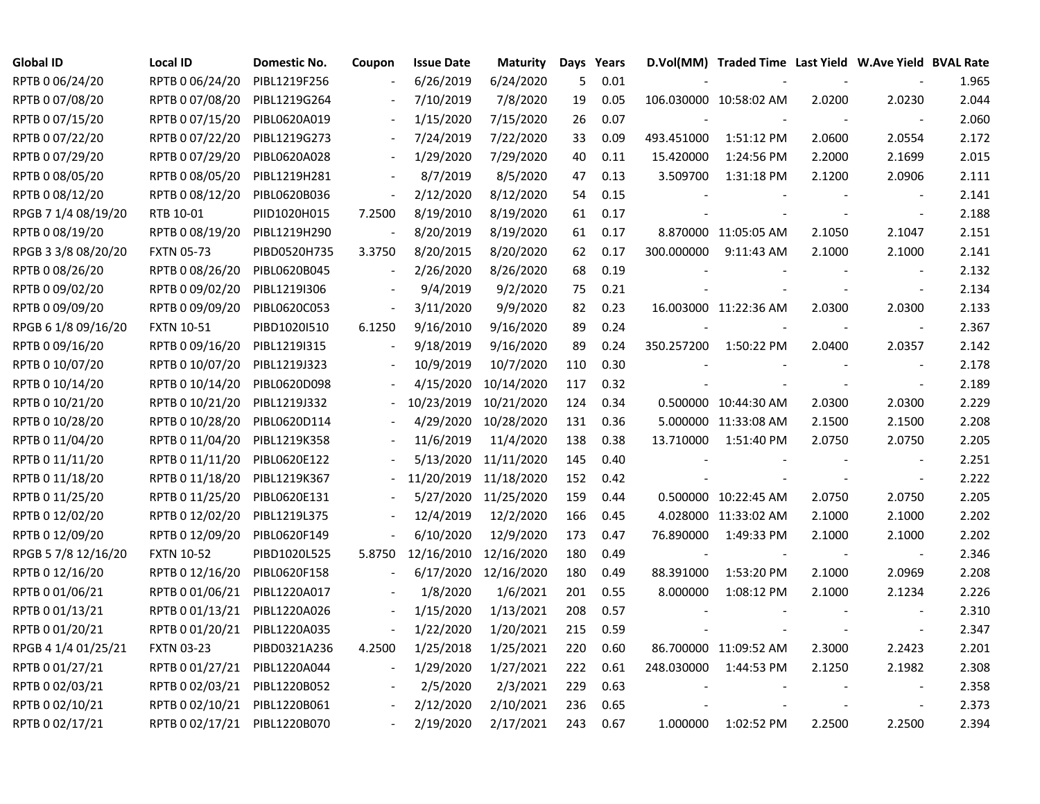| Global ID | Local ID | Domestic No. | Coupon | Issue Date | Maturity | Days | Years | D.Vol(MM) | Traded Time | Last Yield | W.Ave Yield | BVAL Rate |
|---|---|---|---|---|---|---|---|---|---|---|---|---|
| RPTB 0 06/24/20 | RPTB 0 06/24/20 | PIBL1219F256 | - | 6/26/2019 | 6/24/2020 | 5 | 0.01 | - | - | - | - | 1.965 |
| RPTB 0 07/08/20 | RPTB 0 07/08/20 | PIBL1219G264 | - | 7/10/2019 | 7/8/2020 | 19 | 0.05 | 106.030000 | 10:58:02 AM | 2.0200 | 2.0230 | 2.044 |
| RPTB 0 07/15/20 | RPTB 0 07/15/20 | PIBL0620A019 | - | 1/15/2020 | 7/15/2020 | 26 | 0.07 | - | - | - | - | 2.060 |
| RPTB 0 07/22/20 | RPTB 0 07/22/20 | PIBL1219G273 | - | 7/24/2019 | 7/22/2020 | 33 | 0.09 | 493.451000 | 1:51:12 PM | 2.0600 | 2.0554 | 2.172 |
| RPTB 0 07/29/20 | RPTB 0 07/29/20 | PIBL0620A028 | - | 1/29/2020 | 7/29/2020 | 40 | 0.11 | 15.420000 | 1:24:56 PM | 2.2000 | 2.1699 | 2.015 |
| RPTB 0 08/05/20 | RPTB 0 08/05/20 | PIBL1219H281 | - | 8/7/2019 | 8/5/2020 | 47 | 0.13 | 3.509700 | 1:31:18 PM | 2.1200 | 2.0906 | 2.111 |
| RPTB 0 08/12/20 | RPTB 0 08/12/20 | PIBL0620B036 | - | 2/12/2020 | 8/12/2020 | 54 | 0.15 | - | - | - | - | 2.141 |
| RPGB 7 1/4 08/19/20 | RTB 10-01 | PIID1020H015 | 7.2500 | 8/19/2010 | 8/19/2020 | 61 | 0.17 | - | - | - | - | 2.188 |
| RPTB 0 08/19/20 | RPTB 0 08/19/20 | PIBL1219H290 | - | 8/20/2019 | 8/19/2020 | 61 | 0.17 | 8.870000 | 11:05:05 AM | 2.1050 | 2.1047 | 2.151 |
| RPGB 3 3/8 08/20/20 | FXTN 05-73 | PIBD0520H735 | 3.3750 | 8/20/2015 | 8/20/2020 | 62 | 0.17 | 300.000000 | 9:11:43 AM | 2.1000 | 2.1000 | 2.141 |
| RPTB 0 08/26/20 | RPTB 0 08/26/20 | PIBL0620B045 | - | 2/26/2020 | 8/26/2020 | 68 | 0.19 | - | - | - | - | 2.132 |
| RPTB 0 09/02/20 | RPTB 0 09/02/20 | PIBL1219I306 | - | 9/4/2019 | 9/2/2020 | 75 | 0.21 | - | - | - | - | 2.134 |
| RPTB 0 09/09/20 | RPTB 0 09/09/20 | PIBL0620C053 | - | 3/11/2020 | 9/9/2020 | 82 | 0.23 | 16.003000 | 11:22:36 AM | 2.0300 | 2.0300 | 2.133 |
| RPGB 6 1/8 09/16/20 | FXTN 10-51 | PIBD1020I510 | 6.1250 | 9/16/2010 | 9/16/2020 | 89 | 0.24 | - | - | - | - | 2.367 |
| RPTB 0 09/16/20 | RPTB 0 09/16/20 | PIBL1219I315 | - | 9/18/2019 | 9/16/2020 | 89 | 0.24 | 350.257200 | 1:50:22 PM | 2.0400 | 2.0357 | 2.142 |
| RPTB 0 10/07/20 | RPTB 0 10/07/20 | PIBL1219J323 | - | 10/9/2019 | 10/7/2020 | 110 | 0.30 | - | - | - | - | 2.178 |
| RPTB 0 10/14/20 | RPTB 0 10/14/20 | PIBL0620D098 | - | 4/15/2020 | 10/14/2020 | 117 | 0.32 | - | - | - | - | 2.189 |
| RPTB 0 10/21/20 | RPTB 0 10/21/20 | PIBL1219J332 | - | 10/23/2019 | 10/21/2020 | 124 | 0.34 | 0.500000 | 10:44:30 AM | 2.0300 | 2.0300 | 2.229 |
| RPTB 0 10/28/20 | RPTB 0 10/28/20 | PIBL0620D114 | - | 4/29/2020 | 10/28/2020 | 131 | 0.36 | 5.000000 | 11:33:08 AM | 2.1500 | 2.1500 | 2.208 |
| RPTB 0 11/04/20 | RPTB 0 11/04/20 | PIBL1219K358 | - | 11/6/2019 | 11/4/2020 | 138 | 0.38 | 13.710000 | 1:51:40 PM | 2.0750 | 2.0750 | 2.205 |
| RPTB 0 11/11/20 | RPTB 0 11/11/20 | PIBL0620E122 | - | 5/13/2020 | 11/11/2020 | 145 | 0.40 | - | - | - | - | 2.251 |
| RPTB 0 11/18/20 | RPTB 0 11/18/20 | PIBL1219K367 | - | 11/20/2019 | 11/18/2020 | 152 | 0.42 | - | - | - | - | 2.222 |
| RPTB 0 11/25/20 | RPTB 0 11/25/20 | PIBL0620E131 | - | 5/27/2020 | 11/25/2020 | 159 | 0.44 | 0.500000 | 10:22:45 AM | 2.0750 | 2.0750 | 2.205 |
| RPTB 0 12/02/20 | RPTB 0 12/02/20 | PIBL1219L375 | - | 12/4/2019 | 12/2/2020 | 166 | 0.45 | 4.028000 | 11:33:02 AM | 2.1000 | 2.1000 | 2.202 |
| RPTB 0 12/09/20 | RPTB 0 12/09/20 | PIBL0620F149 | - | 6/10/2020 | 12/9/2020 | 173 | 0.47 | 76.890000 | 1:49:33 PM | 2.1000 | 2.1000 | 2.202 |
| RPGB 5 7/8 12/16/20 | FXTN 10-52 | PIBD1020L525 | 5.8750 | 12/16/2010 | 12/16/2020 | 180 | 0.49 | - | - | - | - | 2.346 |
| RPTB 0 12/16/20 | RPTB 0 12/16/20 | PIBL0620F158 | - | 6/17/2020 | 12/16/2020 | 180 | 0.49 | 88.391000 | 1:53:20 PM | 2.1000 | 2.0969 | 2.208 |
| RPTB 0 01/06/21 | RPTB 0 01/06/21 | PIBL1220A017 | - | 1/8/2020 | 1/6/2021 | 201 | 0.55 | 8.000000 | 1:08:12 PM | 2.1000 | 2.1234 | 2.226 |
| RPTB 0 01/13/21 | RPTB 0 01/13/21 | PIBL1220A026 | - | 1/15/2020 | 1/13/2021 | 208 | 0.57 | - | - | - | - | 2.310 |
| RPTB 0 01/20/21 | RPTB 0 01/20/21 | PIBL1220A035 | - | 1/22/2020 | 1/20/2021 | 215 | 0.59 | - | - | - | - | 2.347 |
| RPGB 4 1/4 01/25/21 | FXTN 03-23 | PIBD0321A236 | 4.2500 | 1/25/2018 | 1/25/2021 | 220 | 0.60 | 86.700000 | 11:09:52 AM | 2.3000 | 2.2423 | 2.201 |
| RPTB 0 01/27/21 | RPTB 0 01/27/21 | PIBL1220A044 | - | 1/29/2020 | 1/27/2021 | 222 | 0.61 | 248.030000 | 1:44:53 PM | 2.1250 | 2.1982 | 2.308 |
| RPTB 0 02/03/21 | RPTB 0 02/03/21 | PIBL1220B052 | - | 2/5/2020 | 2/3/2021 | 229 | 0.63 | - | - | - | - | 2.358 |
| RPTB 0 02/10/21 | RPTB 0 02/10/21 | PIBL1220B061 | - | 2/12/2020 | 2/10/2021 | 236 | 0.65 | - | - | - | - | 2.373 |
| RPTB 0 02/17/21 | RPTB 0 02/17/21 | PIBL1220B070 | - | 2/19/2020 | 2/17/2021 | 243 | 0.67 | 1.000000 | 1:02:52 PM | 2.2500 | 2.2500 | 2.394 |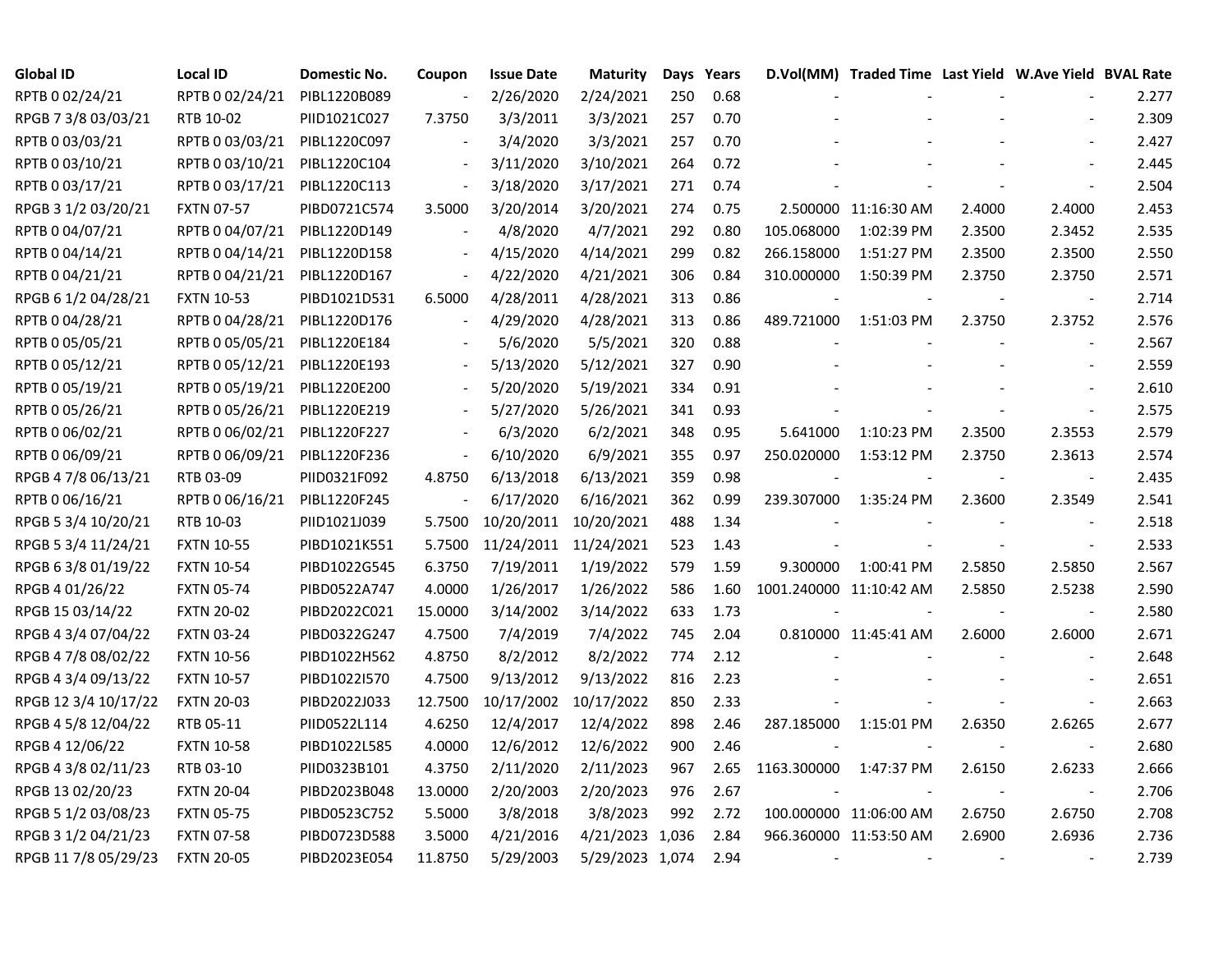| Global ID | Local ID | Domestic No. | Coupon | Issue Date | Maturity | Days | Years | D.Vol(MM) | Traded Time | Last Yield | W.Ave Yield | BVAL Rate |
|---|---|---|---|---|---|---|---|---|---|---|---|---|
| RPTB 0 02/24/21 | RPTB 0 02/24/21 | PIBL1220B089 | - | 2/26/2020 | 2/24/2021 | 250 | 0.68 | - | - | - | - | 2.277 |
| RPGB 7 3/8 03/03/21 | RTB 10-02 | PIID1021C027 | 7.3750 | 3/3/2011 | 3/3/2021 | 257 | 0.70 | - | - | - | - | 2.309 |
| RPTB 0 03/03/21 | RPTB 0 03/03/21 | PIBL1220C097 | - | 3/4/2020 | 3/3/2021 | 257 | 0.70 | - | - | - | - | 2.427 |
| RPTB 0 03/10/21 | RPTB 0 03/10/21 | PIBL1220C104 | - | 3/11/2020 | 3/10/2021 | 264 | 0.72 | - | - | - | - | 2.445 |
| RPTB 0 03/17/21 | RPTB 0 03/17/21 | PIBL1220C113 | - | 3/18/2020 | 3/17/2021 | 271 | 0.74 | - | - | - | - | 2.504 |
| RPGB 3 1/2 03/20/21 | FXTN 07-57 | PIBD0721C574 | 3.5000 | 3/20/2014 | 3/20/2021 | 274 | 0.75 | 2.500000 | 11:16:30 AM | 2.4000 | 2.4000 | 2.453 |
| RPTB 0 04/07/21 | RPTB 0 04/07/21 | PIBL1220D149 | - | 4/8/2020 | 4/7/2021 | 292 | 0.80 | 105.068000 | 1:02:39 PM | 2.3500 | 2.3452 | 2.535 |
| RPTB 0 04/14/21 | RPTB 0 04/14/21 | PIBL1220D158 | - | 4/15/2020 | 4/14/2021 | 299 | 0.82 | 266.158000 | 1:51:27 PM | 2.3500 | 2.3500 | 2.550 |
| RPTB 0 04/21/21 | RPTB 0 04/21/21 | PIBL1220D167 | - | 4/22/2020 | 4/21/2021 | 306 | 0.84 | 310.000000 | 1:50:39 PM | 2.3750 | 2.3750 | 2.571 |
| RPGB 6 1/2 04/28/21 | FXTN 10-53 | PIBD1021D531 | 6.5000 | 4/28/2011 | 4/28/2021 | 313 | 0.86 | - | - | - | - | 2.714 |
| RPTB 0 04/28/21 | RPTB 0 04/28/21 | PIBL1220D176 | - | 4/29/2020 | 4/28/2021 | 313 | 0.86 | 489.721000 | 1:51:03 PM | 2.3750 | 2.3752 | 2.576 |
| RPTB 0 05/05/21 | RPTB 0 05/05/21 | PIBL1220E184 | - | 5/6/2020 | 5/5/2021 | 320 | 0.88 | - | - | - | - | 2.567 |
| RPTB 0 05/12/21 | RPTB 0 05/12/21 | PIBL1220E193 | - | 5/13/2020 | 5/12/2021 | 327 | 0.90 | - | - | - | - | 2.559 |
| RPTB 0 05/19/21 | RPTB 0 05/19/21 | PIBL1220E200 | - | 5/20/2020 | 5/19/2021 | 334 | 0.91 | - | - | - | - | 2.610 |
| RPTB 0 05/26/21 | RPTB 0 05/26/21 | PIBL1220E219 | - | 5/27/2020 | 5/26/2021 | 341 | 0.93 | - | - | - | - | 2.575 |
| RPTB 0 06/02/21 | RPTB 0 06/02/21 | PIBL1220F227 | - | 6/3/2020 | 6/2/2021 | 348 | 0.95 | 5.641000 | 1:10:23 PM | 2.3500 | 2.3553 | 2.579 |
| RPTB 0 06/09/21 | RPTB 0 06/09/21 | PIBL1220F236 | - | 6/10/2020 | 6/9/2021 | 355 | 0.97 | 250.020000 | 1:53:12 PM | 2.3750 | 2.3613 | 2.574 |
| RPGB 4 7/8 06/13/21 | RTB 03-09 | PIID0321F092 | 4.8750 | 6/13/2018 | 6/13/2021 | 359 | 0.98 | - | - | - | - | 2.435 |
| RPTB 0 06/16/21 | RPTB 0 06/16/21 | PIBL1220F245 | - | 6/17/2020 | 6/16/2021 | 362 | 0.99 | 239.307000 | 1:35:24 PM | 2.3600 | 2.3549 | 2.541 |
| RPGB 5 3/4 10/20/21 | RTB 10-03 | PIID1021J039 | 5.7500 | 10/20/2011 | 10/20/2021 | 488 | 1.34 | - | - | - | - | 2.518 |
| RPGB 5 3/4 11/24/21 | FXTN 10-55 | PIBD1021K551 | 5.7500 | 11/24/2011 | 11/24/2021 | 523 | 1.43 | - | - | - | - | 2.533 |
| RPGB 6 3/8 01/19/22 | FXTN 10-54 | PIBD1022G545 | 6.3750 | 7/19/2011 | 1/19/2022 | 579 | 1.59 | 9.300000 | 1:00:41 PM | 2.5850 | 2.5850 | 2.567 |
| RPGB 4 01/26/22 | FXTN 05-74 | PIBD0522A747 | 4.0000 | 1/26/2017 | 1/26/2022 | 586 | 1.60 | 1001.240000 | 11:10:42 AM | 2.5850 | 2.5238 | 2.590 |
| RPGB 15 03/14/22 | FXTN 20-02 | PIBD2022C021 | 15.0000 | 3/14/2002 | 3/14/2022 | 633 | 1.73 | - | - | - | - | 2.580 |
| RPGB 4 3/4 07/04/22 | FXTN 03-24 | PIBD0322G247 | 4.7500 | 7/4/2019 | 7/4/2022 | 745 | 2.04 | 0.810000 | 11:45:41 AM | 2.6000 | 2.6000 | 2.671 |
| RPGB 4 7/8 08/02/22 | FXTN 10-56 | PIBD1022H562 | 4.8750 | 8/2/2012 | 8/2/2022 | 774 | 2.12 | - | - | - | - | 2.648 |
| RPGB 4 3/4 09/13/22 | FXTN 10-57 | PIBD1022I570 | 4.7500 | 9/13/2012 | 9/13/2022 | 816 | 2.23 | - | - | - | - | 2.651 |
| RPGB 12 3/4 10/17/22 | FXTN 20-03 | PIBD2022J033 | 12.7500 | 10/17/2002 | 10/17/2022 | 850 | 2.33 | - | - | - | - | 2.663 |
| RPGB 4 5/8 12/04/22 | RTB 05-11 | PIID0522L114 | 4.6250 | 12/4/2017 | 12/4/2022 | 898 | 2.46 | 287.185000 | 1:15:01 PM | 2.6350 | 2.6265 | 2.677 |
| RPGB 4 12/06/22 | FXTN 10-58 | PIBD1022L585 | 4.0000 | 12/6/2012 | 12/6/2022 | 900 | 2.46 | - | - | - | - | 2.680 |
| RPGB 4 3/8 02/11/23 | RTB 03-10 | PIID0323B101 | 4.3750 | 2/11/2020 | 2/11/2023 | 967 | 2.65 | 1163.300000 | 1:47:37 PM | 2.6150 | 2.6233 | 2.666 |
| RPGB 13 02/20/23 | FXTN 20-04 | PIBD2023B048 | 13.0000 | 2/20/2003 | 2/20/2023 | 976 | 2.67 | - | - | - | - | 2.706 |
| RPGB 5 1/2 03/08/23 | FXTN 05-75 | PIBD0523C752 | 5.5000 | 3/8/2018 | 3/8/2023 | 992 | 2.72 | 100.000000 | 11:06:00 AM | 2.6750 | 2.6750 | 2.708 |
| RPGB 3 1/2 04/21/23 | FXTN 07-58 | PIBD0723D588 | 3.5000 | 4/21/2016 | 4/21/2023 | 1,036 | 2.84 | 966.360000 | 11:53:50 AM | 2.6900 | 2.6936 | 2.736 |
| RPGB 11 7/8 05/29/23 | FXTN 20-05 | PIBD2023E054 | 11.8750 | 5/29/2003 | 5/29/2023 | 1,074 | 2.94 | - | - | - | - | 2.739 |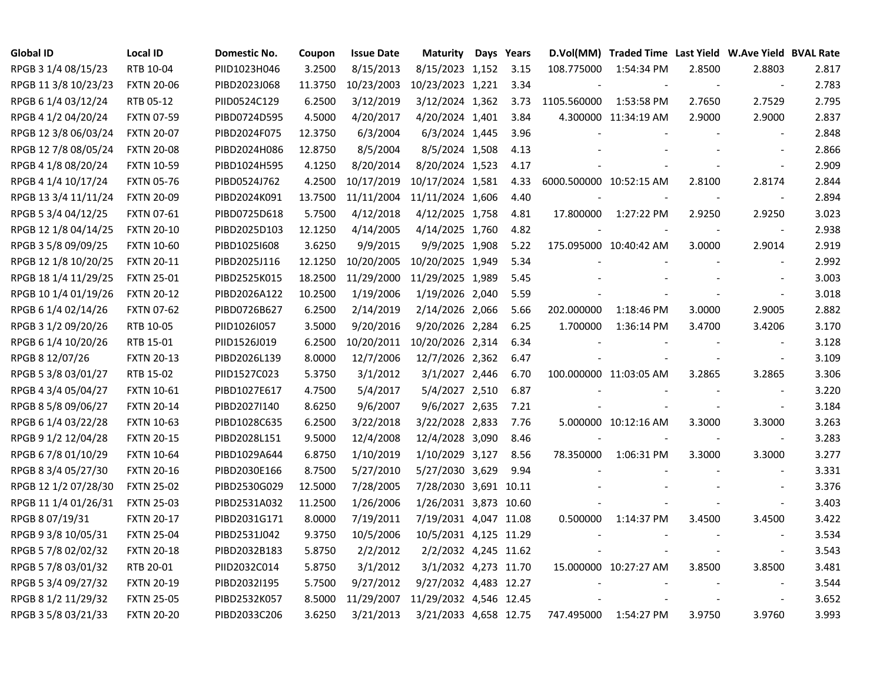| Global ID | Local ID | Domestic No. | Coupon | Issue Date | Maturity | Days | Years | D.Vol(MM) | Traded Time | Last Yield | W.Ave Yield | BVAL Rate |
|---|---|---|---|---|---|---|---|---|---|---|---|---|
| RPGB 3 1/4 08/15/23 | RTB 10-04 | PIID1023H046 | 3.2500 | 8/15/2013 | 8/15/2023 | 1,152 | 3.15 | 108.775000 | 1:54:34 PM | 2.8500 | 2.8803 | 2.817 |
| RPGB 11 3/8 10/23/23 | FXTN 20-06 | PIBD2023J068 | 11.3750 | 10/23/2003 | 10/23/2023 | 1,221 | 3.34 | - | - | - | - | 2.783 |
| RPGB 6 1/4 03/12/24 | RTB 05-12 | PIID0524C129 | 6.2500 | 3/12/2019 | 3/12/2024 | 1,362 | 3.73 | 1105.560000 | 1:53:58 PM | 2.7650 | 2.7529 | 2.795 |
| RPGB 4 1/2 04/20/24 | FXTN 07-59 | PIBD0724D595 | 4.5000 | 4/20/2017 | 4/20/2024 | 1,401 | 3.84 | 4.300000 | 11:34:19 AM | 2.9000 | 2.9000 | 2.837 |
| RPGB 12 3/8 06/03/24 | FXTN 20-07 | PIBD2024F075 | 12.3750 | 6/3/2004 | 6/3/2024 | 1,445 | 3.96 | - | - | - | - | 2.848 |
| RPGB 12 7/8 08/05/24 | FXTN 20-08 | PIBD2024H086 | 12.8750 | 8/5/2004 | 8/5/2024 | 1,508 | 4.13 | - | - | - | - | 2.866 |
| RPGB 4 1/8 08/20/24 | FXTN 10-59 | PIBD1024H595 | 4.1250 | 8/20/2014 | 8/20/2024 | 1,523 | 4.17 | - | - | - | - | 2.909 |
| RPGB 4 1/4 10/17/24 | FXTN 05-76 | PIBD0524J762 | 4.2500 | 10/17/2019 | 10/17/2024 | 1,581 | 4.33 | 6000.500000 | 10:52:15 AM | 2.8100 | 2.8174 | 2.844 |
| RPGB 13 3/4 11/11/24 | FXTN 20-09 | PIBD2024K091 | 13.7500 | 11/11/2004 | 11/11/2024 | 1,606 | 4.40 | - | - | - | - | 2.894 |
| RPGB 5 3/4 04/12/25 | FXTN 07-61 | PIBD0725D618 | 5.7500 | 4/12/2018 | 4/12/2025 | 1,758 | 4.81 | 17.800000 | 1:27:22 PM | 2.9250 | 2.9250 | 3.023 |
| RPGB 12 1/8 04/14/25 | FXTN 20-10 | PIBD2025D103 | 12.1250 | 4/14/2005 | 4/14/2025 | 1,760 | 4.82 | - | - | - | - | 2.938 |
| RPGB 3 5/8 09/09/25 | FXTN 10-60 | PIBD1025I608 | 3.6250 | 9/9/2015 | 9/9/2025 | 1,908 | 5.22 | 175.095000 | 10:40:42 AM | 3.0000 | 2.9014 | 2.919 |
| RPGB 12 1/8 10/20/25 | FXTN 20-11 | PIBD2025J116 | 12.1250 | 10/20/2005 | 10/20/2025 | 1,949 | 5.34 | - | - | - | - | 2.992 |
| RPGB 18 1/4 11/29/25 | FXTN 25-01 | PIBD2525K015 | 18.2500 | 11/29/2000 | 11/29/2025 | 1,989 | 5.45 | - | - | - | - | 3.003 |
| RPGB 10 1/4 01/19/26 | FXTN 20-12 | PIBD2026A122 | 10.2500 | 1/19/2006 | 1/19/2026 | 2,040 | 5.59 | - | - | - | - | 3.018 |
| RPGB 6 1/4 02/14/26 | FXTN 07-62 | PIBD0726B627 | 6.2500 | 2/14/2019 | 2/14/2026 | 2,066 | 5.66 | 202.000000 | 1:18:46 PM | 3.0000 | 2.9005 | 2.882 |
| RPGB 3 1/2 09/20/26 | RTB 10-05 | PIID1026I057 | 3.5000 | 9/20/2016 | 9/20/2026 | 2,284 | 6.25 | 1.700000 | 1:36:14 PM | 3.4700 | 3.4206 | 3.170 |
| RPGB 6 1/4 10/20/26 | RTB 15-01 | PIID1526J019 | 6.2500 | 10/20/2011 | 10/20/2026 | 2,314 | 6.34 | - | - | - | - | 3.128 |
| RPGB 8 12/07/26 | FXTN 20-13 | PIBD2026L139 | 8.0000 | 12/7/2006 | 12/7/2026 | 2,362 | 6.47 | - | - | - | - | 3.109 |
| RPGB 5 3/8 03/01/27 | RTB 15-02 | PIID1527C023 | 5.3750 | 3/1/2012 | 3/1/2027 | 2,446 | 6.70 | 100.000000 | 11:03:05 AM | 3.2865 | 3.2865 | 3.306 |
| RPGB 4 3/4 05/04/27 | FXTN 10-61 | PIBD1027E617 | 4.7500 | 5/4/2017 | 5/4/2027 | 2,510 | 6.87 | - | - | - | - | 3.220 |
| RPGB 8 5/8 09/06/27 | FXTN 20-14 | PIBD2027I140 | 8.6250 | 9/6/2007 | 9/6/2027 | 2,635 | 7.21 | - | - | - | - | 3.184 |
| RPGB 6 1/4 03/22/28 | FXTN 10-63 | PIBD1028C635 | 6.2500 | 3/22/2018 | 3/22/2028 | 2,833 | 7.76 | 5.000000 | 10:12:16 AM | 3.3000 | 3.3000 | 3.263 |
| RPGB 9 1/2 12/04/28 | FXTN 20-15 | PIBD2028L151 | 9.5000 | 12/4/2008 | 12/4/2028 | 3,090 | 8.46 | - | - | - | - | 3.283 |
| RPGB 6 7/8 01/10/29 | FXTN 10-64 | PIBD1029A644 | 6.8750 | 1/10/2019 | 1/10/2029 | 3,127 | 8.56 | 78.350000 | 1:06:31 PM | 3.3000 | 3.3000 | 3.277 |
| RPGB 8 3/4 05/27/30 | FXTN 20-16 | PIBD2030E166 | 8.7500 | 5/27/2010 | 5/27/2030 | 3,629 | 9.94 | - | - | - | - | 3.331 |
| RPGB 12 1/2 07/28/30 | FXTN 25-02 | PIBD2530G029 | 12.5000 | 7/28/2005 | 7/28/2030 | 3,691 | 10.11 | - | - | - | - | 3.376 |
| RPGB 11 1/4 01/26/31 | FXTN 25-03 | PIBD2531A032 | 11.2500 | 1/26/2006 | 1/26/2031 | 3,873 | 10.60 | - | - | - | - | 3.403 |
| RPGB 8 07/19/31 | FXTN 20-17 | PIBD2031G171 | 8.0000 | 7/19/2011 | 7/19/2031 | 4,047 | 11.08 | 0.500000 | 1:14:37 PM | 3.4500 | 3.4500 | 3.422 |
| RPGB 9 3/8 10/05/31 | FXTN 25-04 | PIBD2531J042 | 9.3750 | 10/5/2006 | 10/5/2031 | 4,125 | 11.29 | - | - | - | - | 3.534 |
| RPGB 5 7/8 02/02/32 | FXTN 20-18 | PIBD2032B183 | 5.8750 | 2/2/2012 | 2/2/2032 | 4,245 | 11.62 | - | - | - | - | 3.543 |
| RPGB 5 7/8 03/01/32 | RTB 20-01 | PIID2032C014 | 5.8750 | 3/1/2012 | 3/1/2032 | 4,273 | 11.70 | 15.000000 | 10:27:27 AM | 3.8500 | 3.8500 | 3.481 |
| RPGB 5 3/4 09/27/32 | FXTN 20-19 | PIBD2032I195 | 5.7500 | 9/27/2012 | 9/27/2032 | 4,483 | 12.27 | - | - | - | - | 3.544 |
| RPGB 8 1/2 11/29/32 | FXTN 25-05 | PIBD2532K057 | 8.5000 | 11/29/2007 | 11/29/2032 | 4,546 | 12.45 | - | - | - | - | 3.652 |
| RPGB 3 5/8 03/21/33 | FXTN 20-20 | PIBD2033C206 | 3.6250 | 3/21/2013 | 3/21/2033 | 4,658 | 12.75 | 747.495000 | 1:54:27 PM | 3.9750 | 3.9760 | 3.993 |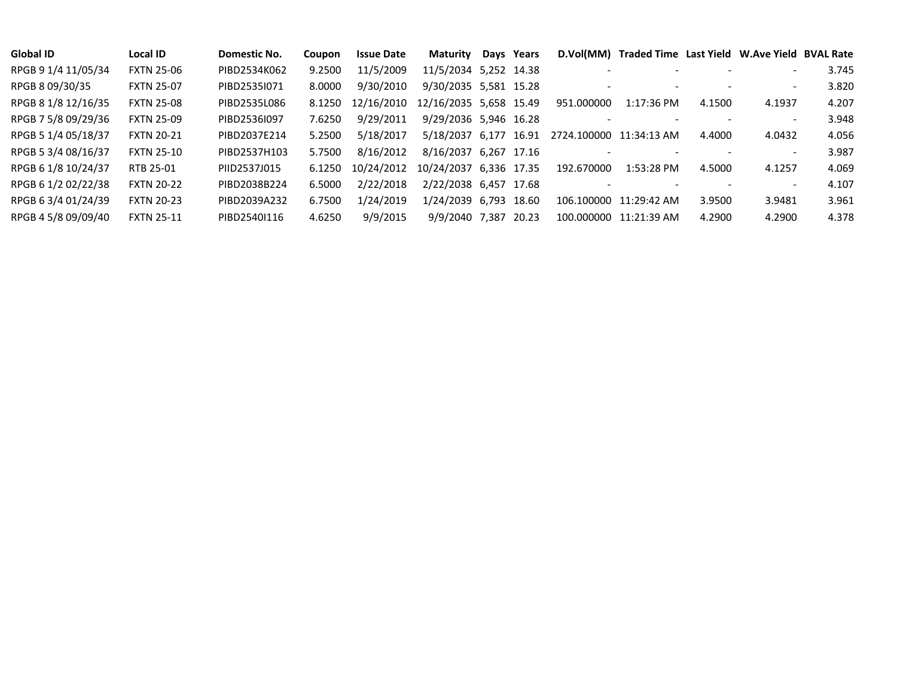| Global ID | Local ID | Domestic No. | Coupon | Issue Date | Maturity | Days | Years | D.Vol(MM) | Traded Time | Last Yield | W.Ave Yield | BVAL Rate |
|---|---|---|---|---|---|---|---|---|---|---|---|---|
| RPGB 9 1/4 11/05/34 | FXTN 25-06 | PIBD2534K062 | 9.2500 | 11/5/2009 | 11/5/2034 | 5,252 | 14.38 | - | - | - | - | 3.745 |
| RPGB 8 09/30/35 | FXTN 25-07 | PIBD2535I071 | 8.0000 | 9/30/2010 | 9/30/2035 | 5,581 | 15.28 | - | - | - | - | 3.820 |
| RPGB 8 1/8 12/16/35 | FXTN 25-08 | PIBD2535L086 | 8.1250 | 12/16/2010 | 12/16/2035 | 5,658 | 15.49 | 951.000000 | 1:17:36 PM | 4.1500 | 4.1937 | 4.207 |
| RPGB 7 5/8 09/29/36 | FXTN 25-09 | PIBD2536I097 | 7.6250 | 9/29/2011 | 9/29/2036 | 5,946 | 16.28 | - | - | - | - | 3.948 |
| RPGB 5 1/4 05/18/37 | FXTN 20-21 | PIBD2037E214 | 5.2500 | 5/18/2017 | 5/18/2037 | 6,177 | 16.91 | 2724.100000 | 11:34:13 AM | 4.4000 | 4.0432 | 4.056 |
| RPGB 5 3/4 08/16/37 | FXTN 25-10 | PIBD2537H103 | 5.7500 | 8/16/2012 | 8/16/2037 | 6,267 | 17.16 | - | - | - | - | 3.987 |
| RPGB 6 1/8 10/24/37 | RTB 25-01 | PIID2537J015 | 6.1250 | 10/24/2012 | 10/24/2037 | 6,336 | 17.35 | 192.670000 | 1:53:28 PM | 4.5000 | 4.1257 | 4.069 |
| RPGB 6 1/2 02/22/38 | FXTN 20-22 | PIBD2038B224 | 6.5000 | 2/22/2018 | 2/22/2038 | 6,457 | 17.68 | - | - | - | - | 4.107 |
| RPGB 6 3/4 01/24/39 | FXTN 20-23 | PIBD2039A232 | 6.7500 | 1/24/2019 | 1/24/2039 | 6,793 | 18.60 | 106.100000 | 11:29:42 AM | 3.9500 | 3.9481 | 3.961 |
| RPGB 4 5/8 09/09/40 | FXTN 25-11 | PIBD2540I116 | 4.6250 | 9/9/2015 | 9/9/2040 | 7,387 | 20.23 | 100.000000 | 11:21:39 AM | 4.2900 | 4.2900 | 4.378 |